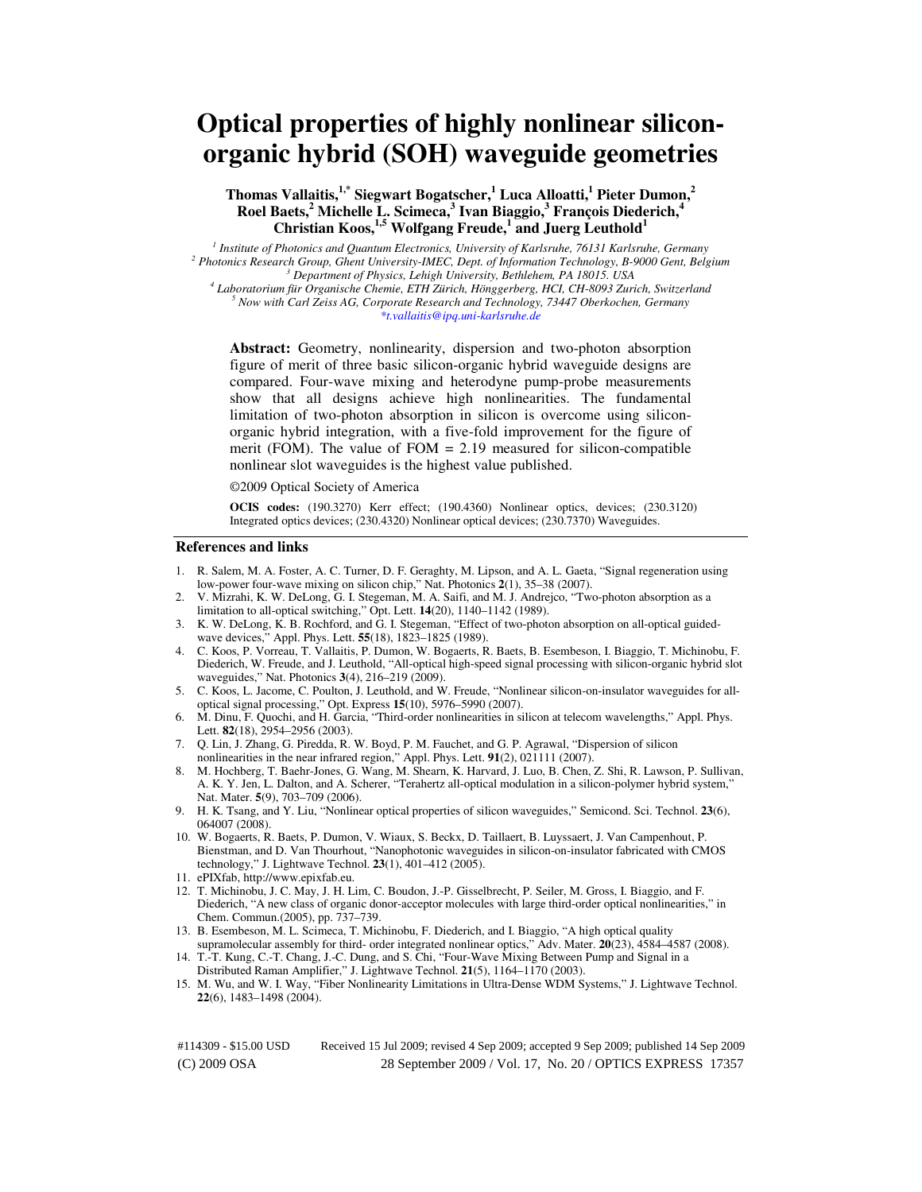# Optical properties of highly nonlinear silicon-organic hybrid (SOH) waveguide geometries

**Thomas Vallaitis,[1,*] Siegwart Bogatscher,[1] Luca Alloatti,[1] Pieter Dumon,[2] Roel Baets,[2] Michelle L. Scimeca,[3] Ivan Biaggio,[3] François Diederich,[4] Christian Koos,[1,5] Wolfgang Freude,[1] and Juerg Leuthold[1]**

[1] *Institute of Photonics and Quantum Electronics, University of Karlsruhe, 76131 Karlsruhe, Germany*
[2] *Photonics Research Group, Ghent University-IMEC, Dept. of Information Technology, B-9000 Gent, Belgium*
[3] *Department of Physics, Lehigh University, Bethlehem, PA 18015. USA*
[4] *Laboratorium für Organische Chemie, ETH Zürich, Hönggerberg, HCI, CH-8093 Zurich, Switzerland*
[5] *Now with Carl Zeiss AG, Corporate Research and Technology, 73447 Oberkochen, Germany*
*\*t.vallaitis@ipq.uni-karlsruhe.de*

**Abstract:** Geometry, nonlinearity, dispersion and two-photon absorption figure of merit of three basic silicon-organic hybrid waveguide designs are compared. Four-wave mixing and heterodyne pump-probe measurements show that all designs achieve high nonlinearities. The fundamental limitation of two-photon absorption in silicon is overcome using silicon-organic hybrid integration, with a five-fold improvement for the figure of merit (FOM). The value of FOM = 2.19 measured for silicon-compatible nonlinear slot waveguides is the highest value published.

©2009 Optical Society of America

**OCIS codes:** (190.3270) Kerr effect; (190.4360) Nonlinear optics, devices; (230.3120) Integrated optics devices; (230.4320) Nonlinear optical devices; (230.7370) Waveguides.

## References and links

1. R. Salem, M. A. Foster, A. C. Turner, D. F. Geraghty, M. Lipson, and A. L. Gaeta, "Signal regeneration using low-power four-wave mixing on silicon chip," Nat. Photonics **2**(1), 35–38 (2007).
2. V. Mizrahi, K. W. DeLong, G. I. Stegeman, M. A. Saifi, and M. J. Andrejco, "Two-photon absorption as a limitation to all-optical switching," Opt. Lett. **14**(20), 1140–1142 (1989).
3. K. W. DeLong, K. B. Rochford, and G. I. Stegeman, "Effect of two-photon absorption on all-optical guided-wave devices," Appl. Phys. Lett. **55**(18), 1823–1825 (1989).
4. C. Koos, P. Vorreau, T. Vallaitis, P. Dumon, W. Bogaerts, R. Baets, B. Esembeson, I. Biaggio, T. Michinobu, F. Diederich, W. Freude, and J. Leuthold, "All-optical high-speed signal processing with silicon-organic hybrid slot waveguides," Nat. Photonics **3**(4), 216–219 (2009).
5. C. Koos, L. Jacome, C. Poulton, J. Leuthold, and W. Freude, "Nonlinear silicon-on-insulator waveguides for all-optical signal processing," Opt. Express **15**(10), 5976–5990 (2007).
6. M. Dinu, F. Quochi, and H. Garcia, "Third-order nonlinearities in silicon at telecom wavelengths," Appl. Phys. Lett. **82**(18), 2954–2956 (2003).
7. Q. Lin, J. Zhang, G. Piredda, R. W. Boyd, P. M. Fauchet, and G. P. Agrawal, "Dispersion of silicon nonlinearities in the near infrared region," Appl. Phys. Lett. **91**(2), 021111 (2007).
8. M. Hochberg, T. Baehr-Jones, G. Wang, M. Shearn, K. Harvard, J. Luo, B. Chen, Z. Shi, R. Lawson, P. Sullivan, A. K. Y. Jen, L. Dalton, and A. Scherer, "Terahertz all-optical modulation in a silicon-polymer hybrid system," Nat. Mater. **5**(9), 703–709 (2006).
9. H. K. Tsang, and Y. Liu, "Nonlinear optical properties of silicon waveguides," Semicond. Sci. Technol. **23**(6), 064007 (2008).
10. W. Bogaerts, R. Baets, P. Dumon, V. Wiaux, S. Beckx, D. Taillaert, B. Luyssaert, J. Van Campenhout, P. Bienstman, and D. Van Thourhout, "Nanophotonic waveguides in silicon-on-insulator fabricated with CMOS technology," J. Lightwave Technol. **23**(1), 401–412 (2005).
11. ePIXfab, http://www.epixfab.eu.
12. T. Michinobu, J. C. May, J. H. Lim, C. Boudon, J.-P. Gisselbrecht, P. Seiler, M. Gross, I. Biaggio, and F. Diederich, "A new class of organic donor-acceptor molecules with large third-order optical nonlinearities," in Chem. Commun.(2005), pp. 737–739.
13. B. Esembeson, M. L. Scimeca, T. Michinobu, F. Diederich, and I. Biaggio, "A high optical quality supramolecular assembly for third- order integrated nonlinear optics," Adv. Mater. **20**(23), 4584–4587 (2008).
14. T.-T. Kung, C.-T. Chang, J.-C. Dung, and S. Chi, "Four-Wave Mixing Between Pump and Signal in a Distributed Raman Amplifier," J. Lightwave Technol. **21**(5), 1164–1170 (2003).
15. M. Wu, and W. I. Way, "Fiber Nonlinearity Limitations in Ultra-Dense WDM Systems," J. Lightwave Technol. **22**(6), 1483–1498 (2004).

#114309 - $15.00 USD Received 15 Jul 2009; revised 4 Sep 2009; accepted 9 Sep 2009; published 14 Sep 2009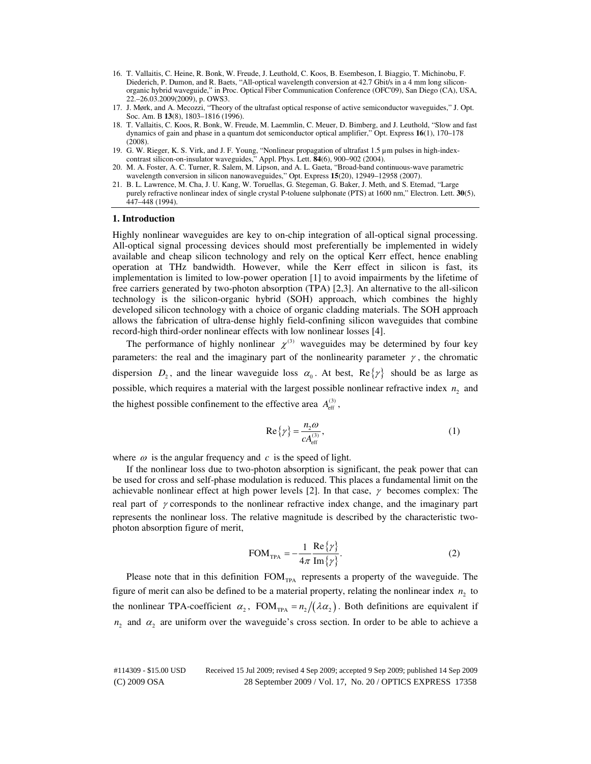16. T. Vallaitis, C. Heine, R. Bonk, W. Freude, J. Leuthold, C. Koos, B. Esembeson, I. Biaggio, T. Michinobu, F. Diederich, P. Dumon, and R. Baets, "All-optical wavelength conversion at 42.7 Gbit/s in a 4 mm long silicon-organic hybrid waveguide," in Proc. Optical Fiber Communication Conference (OFC'09), San Diego (CA), USA, 22.–26.03.2009(2009), p. OWS3.
17. J. Mørk, and A. Mecozzi, "Theory of the ultrafast optical response of active semiconductor waveguides," J. Opt. Soc. Am. B **13**(8), 1803–1816 (1996).
18. T. Vallaitis, C. Koos, R. Bonk, W. Freude, M. Laemmlin, C. Meuer, D. Bimberg, and J. Leuthold, "Slow and fast dynamics of gain and phase in a quantum dot semiconductor optical amplifier," Opt. Express **16**(1), 170–178 (2008).
19. G. W. Rieger, K. S. Virk, and J. F. Young, "Nonlinear propagation of ultrafast 1.5 µm pulses in high-index-contrast silicon-on-insulator waveguides," Appl. Phys. Lett. **84**(6), 900–902 (2004).
20. M. A. Foster, A. C. Turner, R. Salem, M. Lipson, and A. L. Gaeta, "Broad-band continuous-wave parametric wavelength conversion in silicon nanowaveguides," Opt. Express **15**(20), 12949–12958 (2007).
21. B. L. Lawrence, M. Cha, J. U. Kang, W. Toruellas, G. Stegeman, G. Baker, J. Meth, and S. Etemad, "Large purely refractive nonlinear index of single crystal P-toluene sulphonate (PTS) at 1600 nm," Electron. Lett. **30**(5), 447–448 (1994).

## 1. Introduction

Highly nonlinear waveguides are key to on-chip integration of all-optical signal processing. All-optical signal processing devices should most preferentially be implemented in widely available and cheap silicon technology and rely on the optical Kerr effect, hence enabling operation at THz bandwidth. However, while the Kerr effect in silicon is fast, its implementation is limited to low-power operation [1] to avoid impairments by the lifetime of free carriers generated by two-photon absorption (TPA) [2,3]. An alternative to the all-silicon technology is the silicon-organic hybrid (SOH) approach, which combines the highly developed silicon technology with a choice of organic cladding materials. The SOH approach allows the fabrication of ultra-dense highly field-confining silicon waveguides that combine record-high third-order nonlinear effects with low nonlinear losses [4].

The performance of highly nonlinear $\chi^{(3)}$ waveguides may be determined by four key parameters: the real and the imaginary part of the nonlinearity parameter $\gamma$, the chromatic dispersion $D_2$, and the linear waveguide loss $\alpha_0$. At best, $\mathrm{Re}\{\gamma\}$ should be as large as possible, which requires a material with the largest possible nonlinear refractive index $n_2$ and the highest possible confinement to the effective area $A_{\mathrm{eff}}^{(3)}$,

$$\mathrm{Re}\{\gamma\} = \frac{n_2 \omega}{c A_{\mathrm{eff}}^{(3)}}, \tag{1}$$

where $\omega$ is the angular frequency and $c$ is the speed of light.

If the nonlinear loss due to two-photon absorption is significant, the peak power that can be used for cross and self-phase modulation is reduced. This places a fundamental limit on the achievable nonlinear effect at high power levels [2]. In that case, $\gamma$ becomes complex: The real part of $\gamma$ corresponds to the nonlinear refractive index change, and the imaginary part represents the nonlinear loss. The relative magnitude is described by the characteristic two-photon absorption figure of merit,

$$\mathrm{FOM}_{\mathrm{TPA}} = -\frac{1}{4\pi} \frac{\mathrm{Re}\{\gamma\}}{\mathrm{Im}\{\gamma\}}. \tag{2}$$

Please note that in this definition $\mathrm{FOM}_{\mathrm{TPA}}$ represents a property of the waveguide. The figure of merit can also be defined to be a material property, relating the nonlinear index $n_2$ to the nonlinear TPA-coefficient $\alpha_2$, $\mathrm{FOM}_{\mathrm{TPA}} = n_2/(\lambda \alpha_2)$. Both definitions are equivalent if $n_2$ and $\alpha_2$ are uniform over the waveguide's cross section. In order to be able to achieve a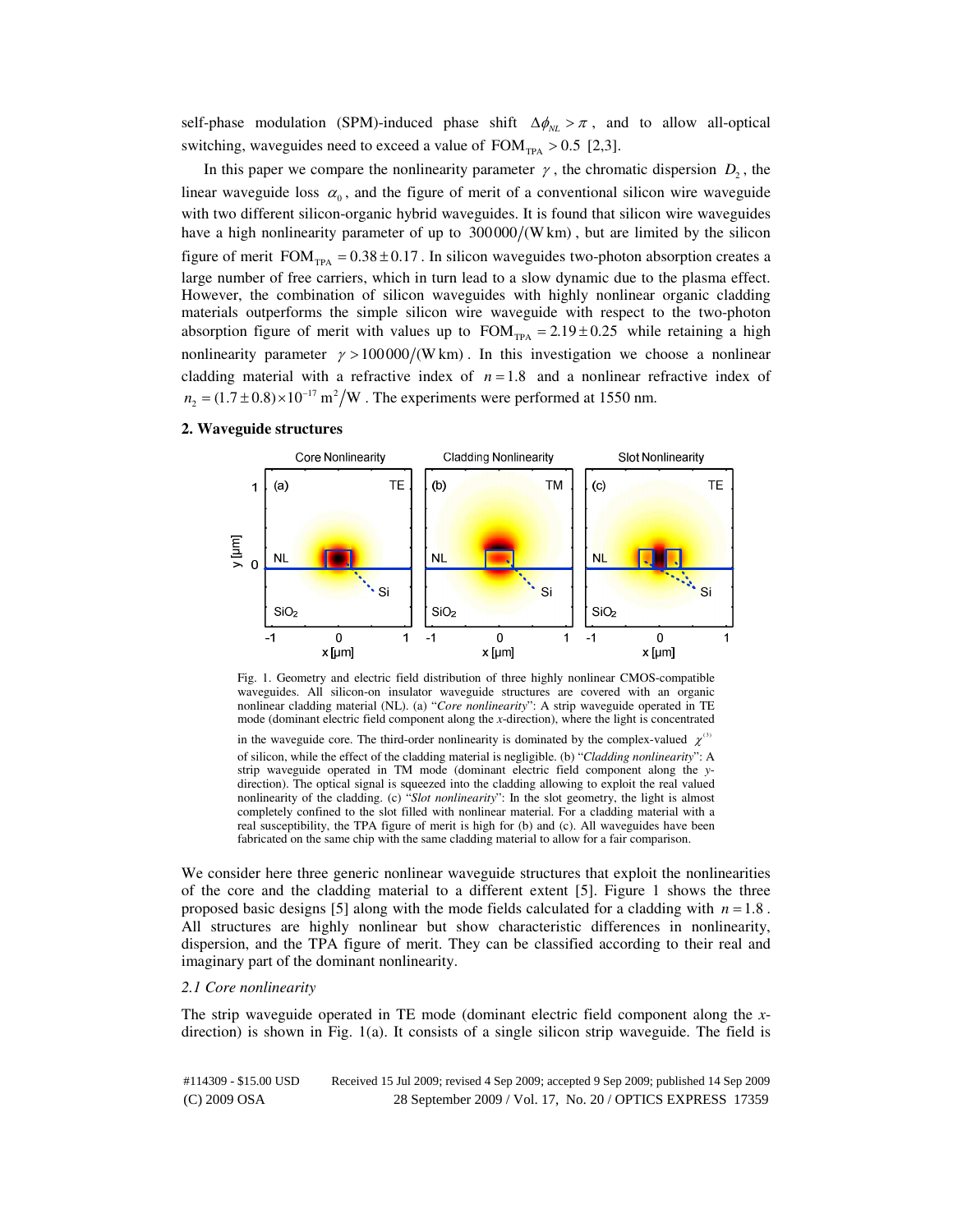self-phase modulation (SPM)-induced phase shift $\Delta\phi_{NL} > \pi$, and to allow all-optical switching, waveguides need to exceed a value of $\mathrm{FOM}_{\mathrm{TPA}} > 0.5$ [2,3].

In this paper we compare the nonlinearity parameter $\gamma$, the chromatic dispersion $D_2$, the linear waveguide loss $\alpha_0$, and the figure of merit of a conventional silicon wire waveguide with two different silicon-organic hybrid waveguides. It is found that silicon wire waveguides have a high nonlinearity parameter of up to $300000/(\mathrm{W\,km})$, but are limited by the silicon figure of merit $\mathrm{FOM}_{\mathrm{TPA}} = 0.38 \pm 0.17$. In silicon waveguides two-photon absorption creates a large number of free carriers, which in turn lead to a slow dynamic due to the plasma effect. However, the combination of silicon waveguides with highly nonlinear organic cladding materials outperforms the simple silicon wire waveguide with respect to the two-photon absorption figure of merit with values up to $\mathrm{FOM}_{\mathrm{TPA}} = 2.19 \pm 0.25$ while retaining a high nonlinearity parameter $\gamma > 100000/(\mathrm{W\,km})$. In this investigation we choose a nonlinear cladding material with a refractive index of $n = 1.8$ and a nonlinear refractive index of $n_2 = (1.7 \pm 0.8) \times 10^{-17}\ \mathrm{m}^2/\mathrm{W}$. The experiments were performed at 1550 nm.

## 2. Waveguide structures

Fig. 1. Geometry and electric field distribution of three highly nonlinear CMOS-compatible waveguides. All silicon-on insulator waveguide structures are covered with an organic nonlinear cladding material (NL). (a) "*Core nonlinearity*": A strip waveguide operated in TE mode (dominant electric field component along the *x*-direction), where the light is concentrated in the waveguide core. The third-order nonlinearity is dominated by the complex-valued $\chi^{(3)}$ of silicon, while the effect of the cladding material is negligible. (b) "*Cladding nonlinearity*": A strip waveguide operated in TM mode (dominant electric field component along the *y*-direction). The optical signal is squeezed into the cladding allowing to exploit the real valued nonlinearity of the cladding. (c) "*Slot nonlinearity*": In the slot geometry, the light is almost completely confined to the slot filled with nonlinear material. For a cladding material with a real susceptibility, the TPA figure of merit is high for (b) and (c). All waveguides have been fabricated on the same chip with the same cladding material to allow for a fair comparison.

We consider here three generic nonlinear waveguide structures that exploit the nonlinearities of the core and the cladding material to a different extent [5]. Figure 1 shows the three proposed basic designs [5] along with the mode fields calculated for a cladding with $n = 1.8$. All structures are highly nonlinear but show characteristic differences in nonlinearity, dispersion, and the TPA figure of merit. They can be classified according to their real and imaginary part of the dominant nonlinearity.

### *2.1 Core nonlinearity*

The strip waveguide operated in TE mode (dominant electric field component along the *x*-direction) is shown in Fig. 1(a). It consists of a single silicon strip waveguide. The field is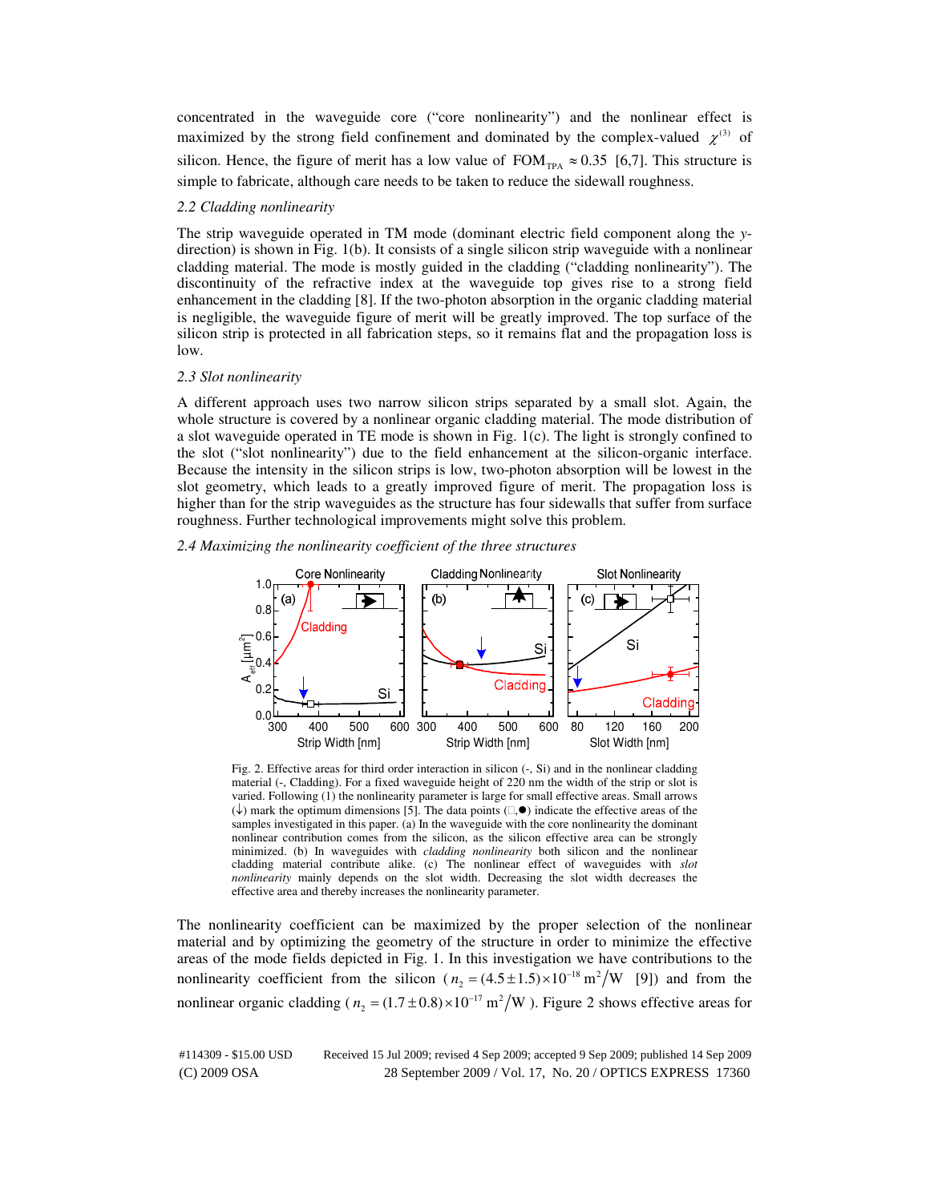concentrated in the waveguide core ("core nonlinearity") and the nonlinear effect is maximized by the strong field confinement and dominated by the complex-valued $\chi^{(3)}$ of silicon. Hence, the figure of merit has a low value of $\mathrm{FOM}_{\mathrm{TPA}} \approx 0.35$ [6,7]. This structure is simple to fabricate, although care needs to be taken to reduce the sidewall roughness.

### *2.2 Cladding nonlinearity*

The strip waveguide operated in TM mode (dominant electric field component along the $y$-direction) is shown in Fig. 1(b). It consists of a single silicon strip waveguide with a nonlinear cladding material. The mode is mostly guided in the cladding ("cladding nonlinearity"). The discontinuity of the refractive index at the waveguide top gives rise to a strong field enhancement in the cladding [8]. If the two-photon absorption in the organic cladding material is negligible, the waveguide figure of merit will be greatly improved. The top surface of the silicon strip is protected in all fabrication steps, so it remains flat and the propagation loss is low.

### *2.3 Slot nonlinearity*

A different approach uses two narrow silicon strips separated by a small slot. Again, the whole structure is covered by a nonlinear organic cladding material. The mode distribution of a slot waveguide operated in TE mode is shown in Fig. 1(c). The light is strongly confined to the slot ("slot nonlinearity") due to the field enhancement at the silicon-organic interface. Because the intensity in the silicon strips is low, two-photon absorption will be lowest in the slot geometry, which leads to a greatly improved figure of merit. The propagation loss is higher than for the strip waveguides as the structure has four sidewalls that suffer from surface roughness. Further technological improvements might solve this problem.

### *2.4 Maximizing the nonlinearity coefficient of the three structures*

Fig. 2. Effective areas for third order interaction in silicon (-, Si) and in the nonlinear cladding material (-, Cladding). For a fixed waveguide height of 220 nm the width of the strip or slot is varied. Following (1) the nonlinearity parameter is large for small effective areas. Small arrows (↓) mark the optimum dimensions [5]. The data points (□,●) indicate the effective areas of the samples investigated in this paper. (a) In the waveguide with the core nonlinearity the dominant nonlinear contribution comes from the silicon, as the silicon effective area can be strongly minimized. (b) In waveguides with *cladding nonlinearity* both silicon and the nonlinear cladding material contribute alike. (c) The nonlinear effect of waveguides with *slot nonlinearity* mainly depends on the slot width. Decreasing the slot width decreases the effective area and thereby increases the nonlinearity parameter.

The nonlinearity coefficient can be maximized by the proper selection of the nonlinear material and by optimizing the geometry of the structure in order to minimize the effective areas of the mode fields depicted in Fig. 1. In this investigation we have contributions to the nonlinearity coefficient from the silicon ($n_2 = (4.5 \pm 1.5) \times 10^{-18}\ \mathrm{m}^2/\mathrm{W}$ [9]) and from the nonlinear organic cladding ($n_2 = (1.7 \pm 0.8) \times 10^{-17}\ \mathrm{m}^2/\mathrm{W}$). Figure 2 shows effective areas for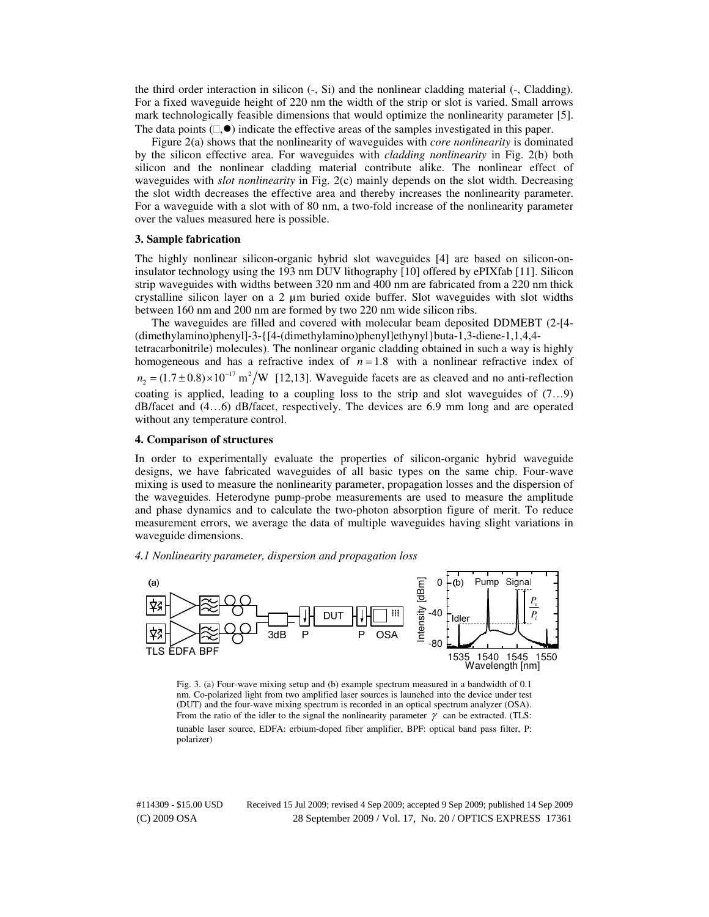the third order interaction in silicon (-, Si) and the nonlinear cladding material (-, Cladding). For a fixed waveguide height of 220 nm the width of the strip or slot is varied. Small arrows mark technologically feasible dimensions that would optimize the nonlinearity parameter [5]. The data points (□,●) indicate the effective areas of the samples investigated in this paper.

Figure 2(a) shows that the nonlinearity of waveguides with *core nonlinearity* is dominated by the silicon effective area. For waveguides with *cladding nonlinearity* in Fig. 2(b) both silicon and the nonlinear cladding material contribute alike. The nonlinear effect of waveguides with *slot nonlinearity* in Fig. 2(c) mainly depends on the slot width. Decreasing the slot width decreases the effective area and thereby increases the nonlinearity parameter. For a waveguide with a slot with of 80 nm, a two-fold increase of the nonlinearity parameter over the values measured here is possible.

**3. Sample fabrication**

The highly nonlinear silicon-organic hybrid slot waveguides [4] are based on silicon-on-insulator technology using the 193 nm DUV lithography [10] offered by ePIXfab [11]. Silicon strip waveguides with widths between 320 nm and 400 nm are fabricated from a 220 nm thick crystalline silicon layer on a 2 µm buried oxide buffer. Slot waveguides with slot widths between 160 nm and 200 nm are formed by two 220 nm wide silicon ribs.

The waveguides are filled and covered with molecular beam deposited DDMEBT (2-[4-(dimethylamino)phenyl]-3-{[4-(dimethylamino)phenyl]ethynyl}buta-1,3-diene-1,1,4,4-tetracarbonitrile) molecules). The nonlinear organic cladding obtained in such a way is highly homogeneous and has a refractive index of $n = 1.8$ with a nonlinear refractive index of $n_2 = (1.7 \pm 0.8) \times 10^{-17}\ \mathrm{m}^2/\mathrm{W}$ [12,13]. Waveguide facets are as cleaved and no anti-reflection coating is applied, leading to a coupling loss to the strip and slot waveguides of (7…9) dB/facet and (4…6) dB/facet, respectively. The devices are 6.9 mm long and are operated without any temperature control.

**4. Comparison of structures**

In order to experimentally evaluate the properties of silicon-organic hybrid waveguide designs, we have fabricated waveguides of all basic types on the same chip. Four-wave mixing is used to measure the nonlinearity parameter, propagation losses and the dispersion of the waveguides. Heterodyne pump-probe measurements are used to measure the amplitude and phase dynamics and to calculate the two-photon absorption figure of merit. To reduce measurement errors, we average the data of multiple waveguides having slight variations in waveguide dimensions.

*4.1 Nonlinearity parameter, dispersion and propagation loss*

Fig. 3. (a) Four-wave mixing setup and (b) example spectrum measured in a bandwidth of 0.1 nm. Co-polarized light from two amplified laser sources is launched into the device under test (DUT) and the four-wave mixing spectrum is recorded in an optical spectrum analyzer (OSA). From the ratio of the idler to the signal the nonlinearity parameter $\gamma$ can be extracted. (TLS: tunable laser source, EDFA: erbium-doped fiber amplifier, BPF: optical band pass filter, P: polarizer)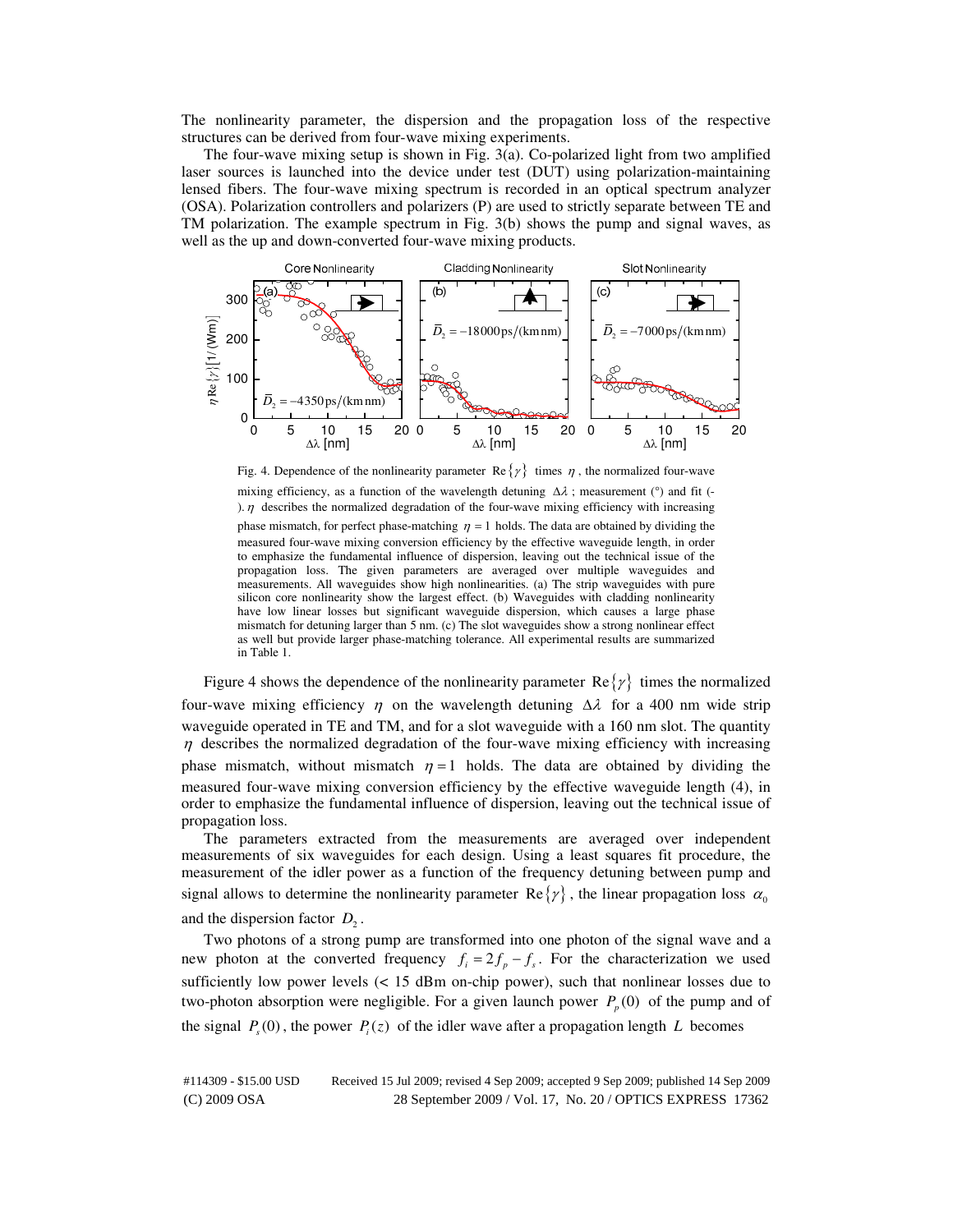The nonlinearity parameter, the dispersion and the propagation loss of the respective structures can be derived from four-wave mixing experiments.

The four-wave mixing setup is shown in Fig. 3(a). Co-polarized light from two amplified laser sources is launched into the device under test (DUT) using polarization-maintaining lensed fibers. The four-wave mixing spectrum is recorded in an optical spectrum analyzer (OSA). Polarization controllers and polarizers (P) are used to strictly separate between TE and TM polarization. The example spectrum in Fig. 3(b) shows the pump and signal waves, as well as the up and down-converted four-wave mixing products.

Fig. 4. Dependence of the nonlinearity parameter $\mathrm{Re}\{\gamma\}$ times $\eta$, the normalized four-wave mixing efficiency, as a function of the wavelength detuning $\Delta\lambda$; measurement (°) and fit (-). $\eta$ describes the normalized degradation of the four-wave mixing efficiency with increasing phase mismatch, for perfect phase-matching $\eta = 1$ holds. The data are obtained by dividing the measured four-wave mixing conversion efficiency by the effective waveguide length, in order to emphasize the fundamental influence of dispersion, leaving out the technical issue of the propagation loss. The given parameters are averaged over multiple waveguides and measurements. All waveguides show high nonlinearities. (a) The strip waveguides with pure silicon core nonlinearity show the largest effect. (b) Waveguides with cladding nonlinearity have low linear losses but significant waveguide dispersion, which causes a large phase mismatch for detuning larger than 5 nm. (c) The slot waveguides show a strong nonlinear effect as well but provide larger phase-matching tolerance. All experimental results are summarized in Table 1.

Figure 4 shows the dependence of the nonlinearity parameter $\mathrm{Re}\{\gamma\}$ times the normalized four-wave mixing efficiency $\eta$ on the wavelength detuning $\Delta\lambda$ for a 400 nm wide strip waveguide operated in TE and TM, and for a slot waveguide with a 160 nm slot. The quantity $\eta$ describes the normalized degradation of the four-wave mixing efficiency with increasing phase mismatch, without mismatch $\eta = 1$ holds. The data are obtained by dividing the measured four-wave mixing conversion efficiency by the effective waveguide length (4), in order to emphasize the fundamental influence of dispersion, leaving out the technical issue of propagation loss.

The parameters extracted from the measurements are averaged over independent measurements of six waveguides for each design. Using a least squares fit procedure, the measurement of the idler power as a function of the frequency detuning between pump and signal allows to determine the nonlinearity parameter $\mathrm{Re}\{\gamma\}$, the linear propagation loss $\alpha_0$ and the dispersion factor $D_2$.

Two photons of a strong pump are transformed into one photon of the signal wave and a new photon at the converted frequency $f_i = 2f_p - f_s$. For the characterization we used sufficiently low power levels (< 15 dBm on-chip power), such that nonlinear losses due to two-photon absorption were negligible. For a given launch power $P_p(0)$ of the pump and of the signal $P_s(0)$, the power $P_i(z)$ of the idler wave after a propagation length $L$ becomes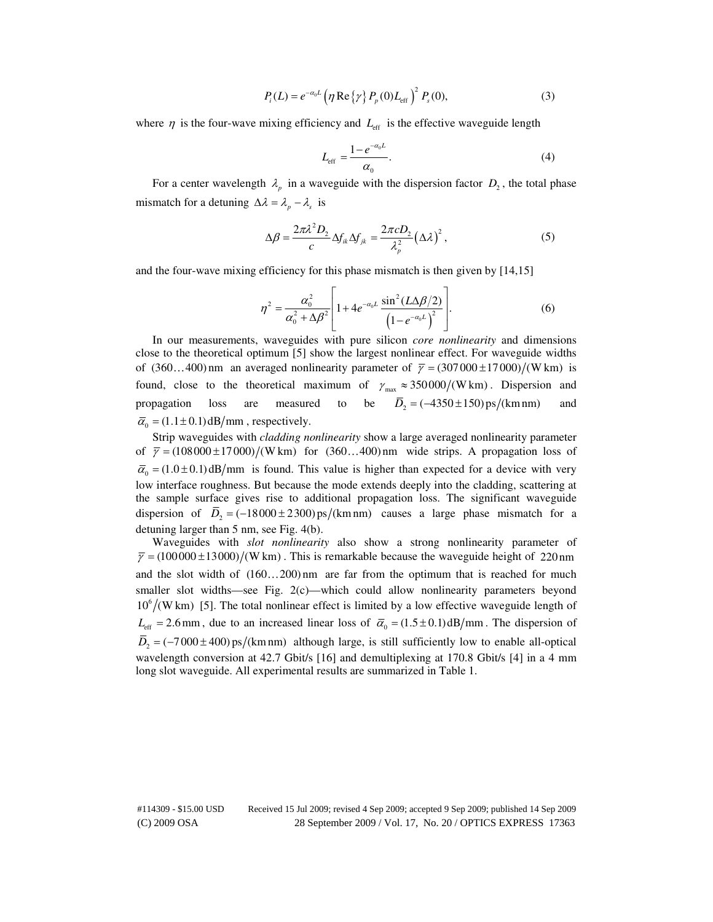$$P_i(L) = e^{-\alpha_0 L}\left(\eta \operatorname{Re}\{\gamma\} P_p(0) L_{\text{eff}}\right)^2 P_s(0), \tag{3}$$

where $\eta$ is the four-wave mixing efficiency and $L_{\text{eff}}$ is the effective waveguide length

$$L_{\text{eff}} = \frac{1 - e^{-\alpha_0 L}}{\alpha_0}. \tag{4}$$

For a center wavelength $\lambda_p$ in a waveguide with the dispersion factor $D_2$, the total phase mismatch for a detuning $\Delta\lambda = \lambda_p - \lambda_s$ is

$$\Delta\beta = \frac{2\pi\lambda^2 D_2}{c}\Delta f_{ik}\Delta f_{jk} = \frac{2\pi c D_2}{\lambda_p^2}\left(\Delta\lambda\right)^2, \tag{5}$$

and the four-wave mixing efficiency for this phase mismatch is then given by [14,15]

$$\eta^2 = \frac{\alpha_0^2}{\alpha_0^2 + \Delta\beta^2}\left[1 + 4e^{-\alpha_0 L}\frac{\sin^2(L\Delta\beta/2)}{\left(1 - e^{-\alpha_0 L}\right)^2}\right]. \tag{6}$$

In our measurements, waveguides with pure silicon *core nonlinearity* and dimensions close to the theoretical optimum [5] show the largest nonlinear effect. For waveguide widths of $(360\ldots400)\,\text{nm}$ an averaged nonlinearity parameter of $\overline{\gamma} = (307\,000 \pm 17\,000)/(\text{W km})$ is found, close to the theoretical maximum of $\gamma_{\max} \approx 350\,000/(\text{W km})$. Dispersion and propagation loss are measured to be $\overline{D}_2 = (-4350 \pm 150)\,\text{ps}/(\text{km nm})$ and $\overline{\alpha}_0 = (1.1 \pm 0.1)\,\text{dB/mm}$, respectively.

Strip waveguides with *cladding nonlinearity* show a large averaged nonlinearity parameter of $\overline{\gamma} = (108\,000 \pm 17\,000)/(\text{W km})$ for $(360\ldots400)\,\text{nm}$ wide strips. A propagation loss of $\overline{\alpha}_0 = (1.0 \pm 0.1)\,\text{dB/mm}$ is found. This value is higher than expected for a device with very low interface roughness. But because the mode extends deeply into the cladding, scattering at the sample surface gives rise to additional propagation loss. The significant waveguide dispersion of $\overline{D}_2 = (-18\,000 \pm 2\,300)\,\text{ps}/(\text{km nm})$ causes a large phase mismatch for a detuning larger than 5 nm, see Fig. 4(b).

Waveguides with *slot nonlinearity* also show a strong nonlinearity parameter of $\overline{\gamma} = (100\,000 \pm 13\,000)/(\text{W km})$. This is remarkable because the waveguide height of $220\,\text{nm}$ and the slot width of $(160\ldots200)\,\text{nm}$ are far from the optimum that is reached for much smaller slot widths—see Fig. 2(c)—which could allow nonlinearity parameters beyond $10^6/(\text{W km})$ [5]. The total nonlinear effect is limited by a low effective waveguide length of $L_{\text{eff}} = 2.6\,\text{mm}$, due to an increased linear loss of $\overline{\alpha}_0 = (1.5 \pm 0.1)\,\text{dB/mm}$. The dispersion of $\overline{D}_2 = (-7\,000 \pm 400)\,\text{ps}/(\text{km nm})$ although large, is still sufficiently low to enable all-optical wavelength conversion at 42.7 Gbit/s [16] and demultiplexing at 170.8 Gbit/s [4] in a 4 mm long slot waveguide. All experimental results are summarized in Table 1.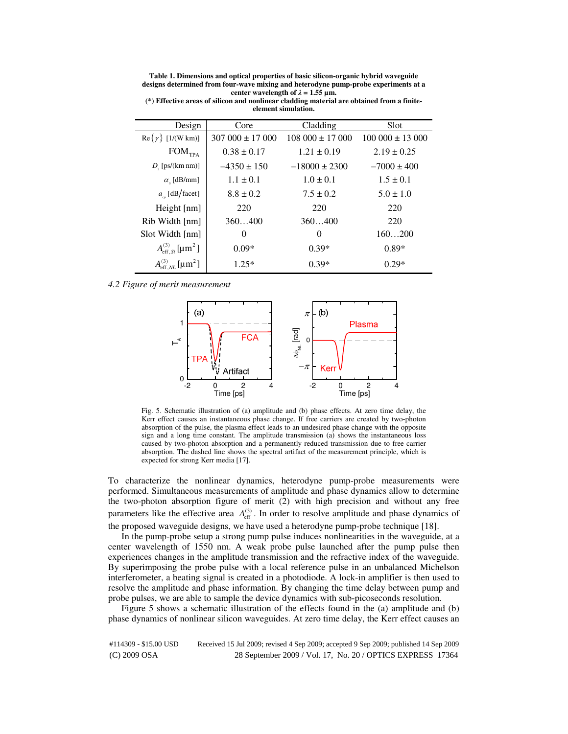**Table 1. Dimensions and optical properties of basic silicon-organic hybrid waveguide designs determined from four-wave mixing and heterodyne pump-probe experiments at a center wavelength of $\lambda = 1.55$ µm.**
**(*) Effective areas of silicon and nonlinear cladding material are obtained from a finite-element simulation.**

| Design | Core | Cladding | Slot |
|---|---|---|---|
| $\mathrm{Re}\{\gamma\}$ [1/(W km)] | 307 000 ± 17 000 | 108 000 ± 17 000 | 100 000 ± 13 000 |
| $\mathrm{FOM}_{\mathrm{TPA}}$ | 0.38 ± 0.17 | 1.21 ± 0.19 | 2.19 ± 0.25 |
| $D_2$ [ps/(km nm)] | −4350 ± 150 | −18000 ± 2300 | −7000 ± 400 |
| $\alpha_0$ [dB/mm] | 1.1 ± 0.1 | 1.0 ± 0.1 | 1.5 ± 0.1 |
| $a_{cp}$ [dB/facet] | 8.8 ± 0.2 | 7.5 ± 0.2 | 5.0 ± 1.0 |
| Height [nm] | 220 | 220 | 220 |
| Rib Width [nm] | 360…400 | 360…400 | 220 |
| Slot Width [nm] | 0 | 0 | 160…200 |
| $A^{(3)}_{\mathrm{eff},Si}$ [µm$^2$] | 0.09* | 0.39* | 0.89* |
| $A^{(3)}_{\mathrm{eff},NL}$ [µm$^2$] | 1.25* | 0.39* | 0.29* |

### *4.2 Figure of merit measurement*

Fig. 5. Schematic illustration of (a) amplitude and (b) phase effects. At zero time delay, the Kerr effect causes an instantaneous phase change. If free carriers are created by two-photon absorption of the pulse, the plasma effect leads to an undesired phase change with the opposite sign and a long time constant. The amplitude transmission (a) shows the instantaneous loss caused by two-photon absorption and a permanently reduced transmission due to free carrier absorption. The dashed line shows the spectral artifact of the measurement principle, which is expected for strong Kerr media [17].

To characterize the nonlinear dynamics, heterodyne pump-probe measurements were performed. Simultaneous measurements of amplitude and phase dynamics allow to determine the two-photon absorption figure of merit (2) with high precision and without any free parameters like the effective area $A^{(3)}_{\mathrm{eff}}$. In order to resolve amplitude and phase dynamics of the proposed waveguide designs, we have used a heterodyne pump-probe technique [18].

In the pump-probe setup a strong pump pulse induces nonlinearities in the waveguide, at a center wavelength of 1550 nm. A weak probe pulse launched after the pump pulse then experiences changes in the amplitude transmission and the refractive index of the waveguide. By superimposing the probe pulse with a local reference pulse in an unbalanced Michelson interferometer, a beating signal is created in a photodiode. A lock-in amplifier is then used to resolve the amplitude and phase information. By changing the time delay between pump and probe pulses, we are able to sample the device dynamics with sub-picoseconds resolution.

Figure 5 shows a schematic illustration of the effects found in the (a) amplitude and (b) phase dynamics of nonlinear silicon waveguides. At zero time delay, the Kerr effect causes an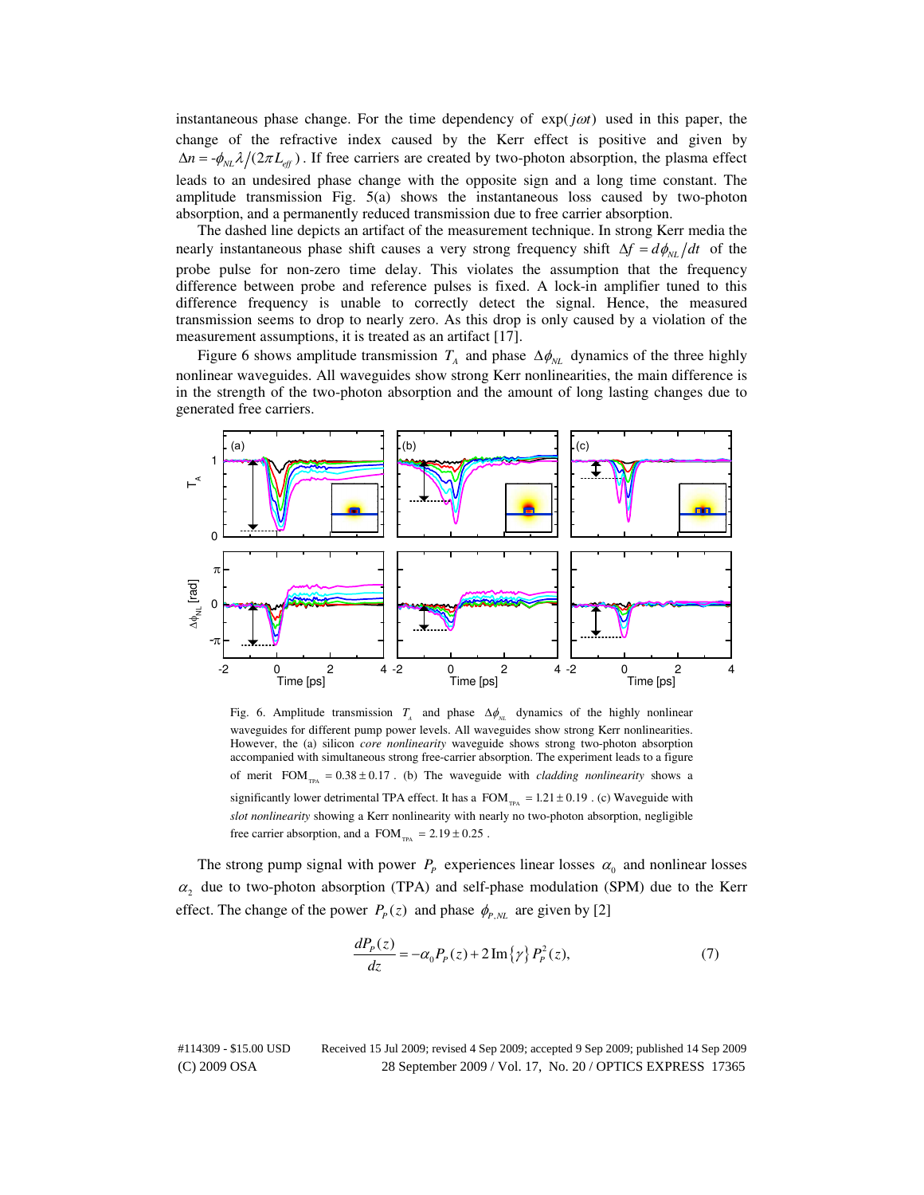instantaneous phase change. For the time dependency of $\exp(j\omega t)$ used in this paper, the change of the refractive index caused by the Kerr effect is positive and given by $\Delta n = -\phi_{NL}\lambda/(2\pi L_{eff})$. If free carriers are created by two-photon absorption, the plasma effect leads to an undesired phase change with the opposite sign and a long time constant. The amplitude transmission Fig. 5(a) shows the instantaneous loss caused by two-photon absorption, and a permanently reduced transmission due to free carrier absorption.

The dashed line depicts an artifact of the measurement technique. In strong Kerr media the nearly instantaneous phase shift causes a very strong frequency shift $\Delta f = d\phi_{NL}/dt$ of the probe pulse for non-zero time delay. This violates the assumption that the frequency difference between probe and reference pulses is fixed. A lock-in amplifier tuned to this difference frequency is unable to correctly detect the signal. Hence, the measured transmission seems to drop to nearly zero. As this drop is only caused by a violation of the measurement assumptions, it is treated as an artifact [17].

Figure 6 shows amplitude transmission $T_A$ and phase $\Delta\phi_{NL}$ dynamics of the three highly nonlinear waveguides. All waveguides show strong Kerr nonlinearities, the main difference is in the strength of the two-photon absorption and the amount of long lasting changes due to generated free carriers.

Fig. 6. Amplitude transmission $T_A$ and phase $\Delta\phi_{NL}$ dynamics of the highly nonlinear waveguides for different pump power levels. All waveguides show strong Kerr nonlinearities. However, the (a) silicon *core nonlinearity* waveguide shows strong two-photon absorption accompanied with simultaneous strong free-carrier absorption. The experiment leads to a figure of merit $\mathrm{FOM}_{\mathrm{TPA}} = 0.38 \pm 0.17$. (b) The waveguide with *cladding nonlinearity* shows a significantly lower detrimental TPA effect. It has a $\mathrm{FOM}_{\mathrm{TPA}} = 1.21 \pm 0.19$. (c) Waveguide with *slot nonlinearity* showing a Kerr nonlinearity with nearly no two-photon absorption, negligible free carrier absorption, and a $\mathrm{FOM}_{\mathrm{TPA}} = 2.19 \pm 0.25$.

The strong pump signal with power $P_P$ experiences linear losses $\alpha_0$ and nonlinear losses $\alpha_2$ due to two-photon absorption (TPA) and self-phase modulation (SPM) due to the Kerr effect. The change of the power $P_P(z)$ and phase $\phi_{P,NL}$ are given by [2]

$$\frac{dP_P(z)}{dz} = -\alpha_0 P_P(z) + 2\,\mathrm{Im}\{\gamma\}\,P_P^2(z), \tag{7}$$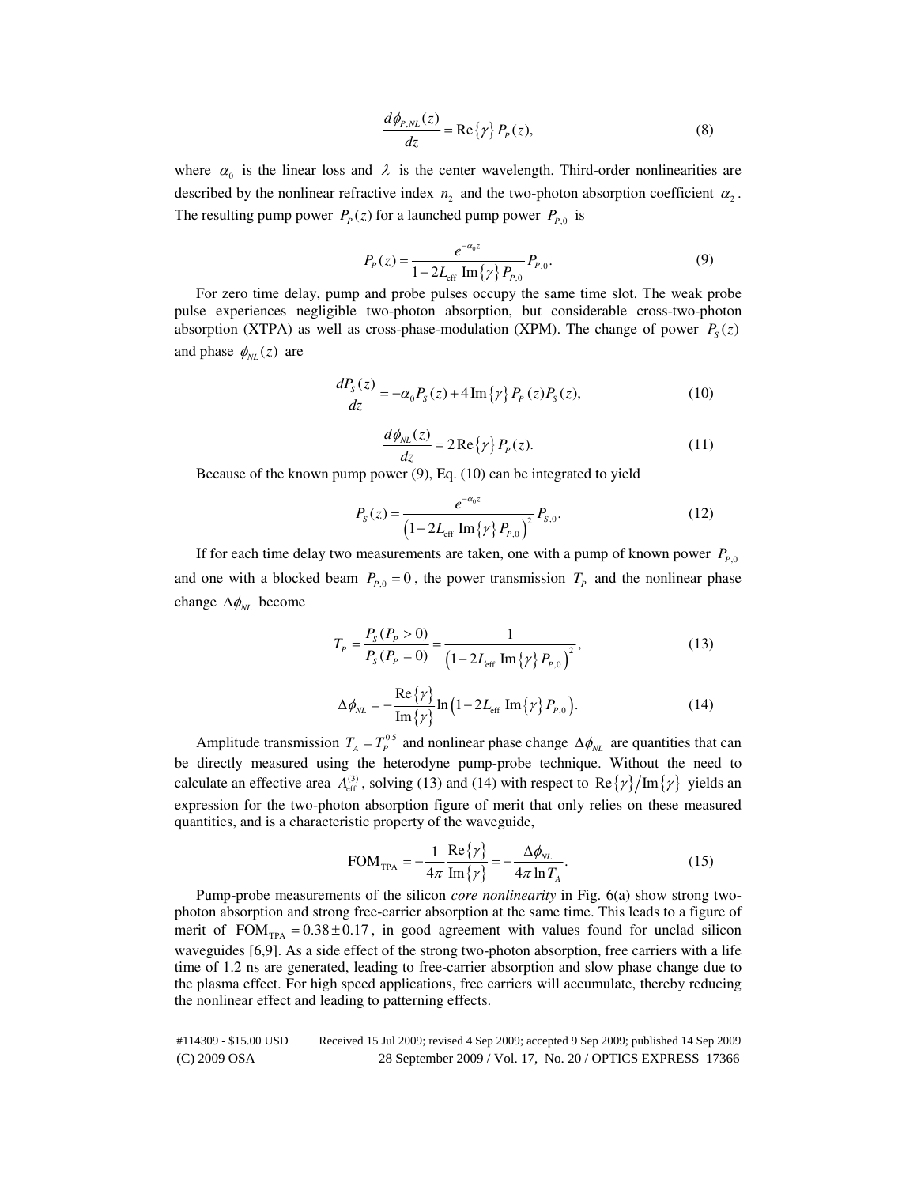$$\frac{d\phi_{P,NL}(z)}{dz} = \mathrm{Re}\{\gamma\} P_P(z), \tag{8}$$

where $\alpha_0$ is the linear loss and $\lambda$ is the center wavelength. Third-order nonlinearities are described by the nonlinear refractive index $n_2$ and the two-photon absorption coefficient $\alpha_2$. The resulting pump power $P_P(z)$ for a launched pump power $P_{P,0}$ is

$$P_P(z) = \frac{e^{-\alpha_0 z}}{1 - 2L_{\mathrm{eff}}\ \mathrm{Im}\{\gamma\} P_{P,0}} P_{P,0}. \tag{9}$$

For zero time delay, pump and probe pulses occupy the same time slot. The weak probe pulse experiences negligible two-photon absorption, but considerable cross-two-photon absorption (XTPA) as well as cross-phase-modulation (XPM). The change of power $P_S(z)$ and phase $\phi_{NL}(z)$ are

$$\frac{dP_S(z)}{dz} = -\alpha_0 P_S(z) + 4\,\mathrm{Im}\{\gamma\} P_P(z) P_S(z), \tag{10}$$

$$\frac{d\phi_{NL}(z)}{dz} = 2\,\mathrm{Re}\{\gamma\} P_P(z). \tag{11}$$

Because of the known pump power (9), Eq. (10) can be integrated to yield

$$P_S(z) = \frac{e^{-\alpha_0 z}}{\left(1 - 2L_{\mathrm{eff}}\ \mathrm{Im}\{\gamma\} P_{P,0}\right)^2} P_{S,0}. \tag{12}$$

If for each time delay two measurements are taken, one with a pump of known power $P_{P,0}$ and one with a blocked beam $P_{P,0} = 0$, the power transmission $T_P$ and the nonlinear phase change $\Delta\phi_{NL}$ become

$$T_P = \frac{P_S(P_P > 0)}{P_S(P_P = 0)} = \frac{1}{\left(1 - 2L_{\mathrm{eff}}\ \mathrm{Im}\{\gamma\} P_{P,0}\right)^2}, \tag{13}$$

$$\Delta\phi_{NL} = -\frac{\mathrm{Re}\{\gamma\}}{\mathrm{Im}\{\gamma\}} \ln\left(1 - 2L_{\mathrm{eff}}\ \mathrm{Im}\{\gamma\} P_{P,0}\right). \tag{14}$$

Amplitude transmission $T_A = T_P^{0.5}$ and nonlinear phase change $\Delta\phi_{NL}$ are quantities that can be directly measured using the heterodyne pump-probe technique. Without the need to calculate an effective area $A_{\mathrm{eff}}^{(3)}$, solving (13) and (14) with respect to $\mathrm{Re}\{\gamma\}/\mathrm{Im}\{\gamma\}$ yields an expression for the two-photon absorption figure of merit that only relies on these measured quantities, and is a characteristic property of the waveguide,

$$\mathrm{FOM}_{\mathrm{TPA}} = -\frac{1}{4\pi} \frac{\mathrm{Re}\{\gamma\}}{\mathrm{Im}\{\gamma\}} = -\frac{\Delta\phi_{NL}}{4\pi \ln T_A}. \tag{15}$$

Pump-probe measurements of the silicon *core nonlinearity* in Fig. 6(a) show strong two-photon absorption and strong free-carrier absorption at the same time. This leads to a figure of merit of $\mathrm{FOM}_{\mathrm{TPA}} = 0.38 \pm 0.17$, in good agreement with values found for unclad silicon waveguides [6,9]. As a side effect of the strong two-photon absorption, free carriers with a life time of 1.2 ns are generated, leading to free-carrier absorption and slow phase change due to the plasma effect. For high speed applications, free carriers will accumulate, thereby reducing the nonlinear effect and leading to patterning effects.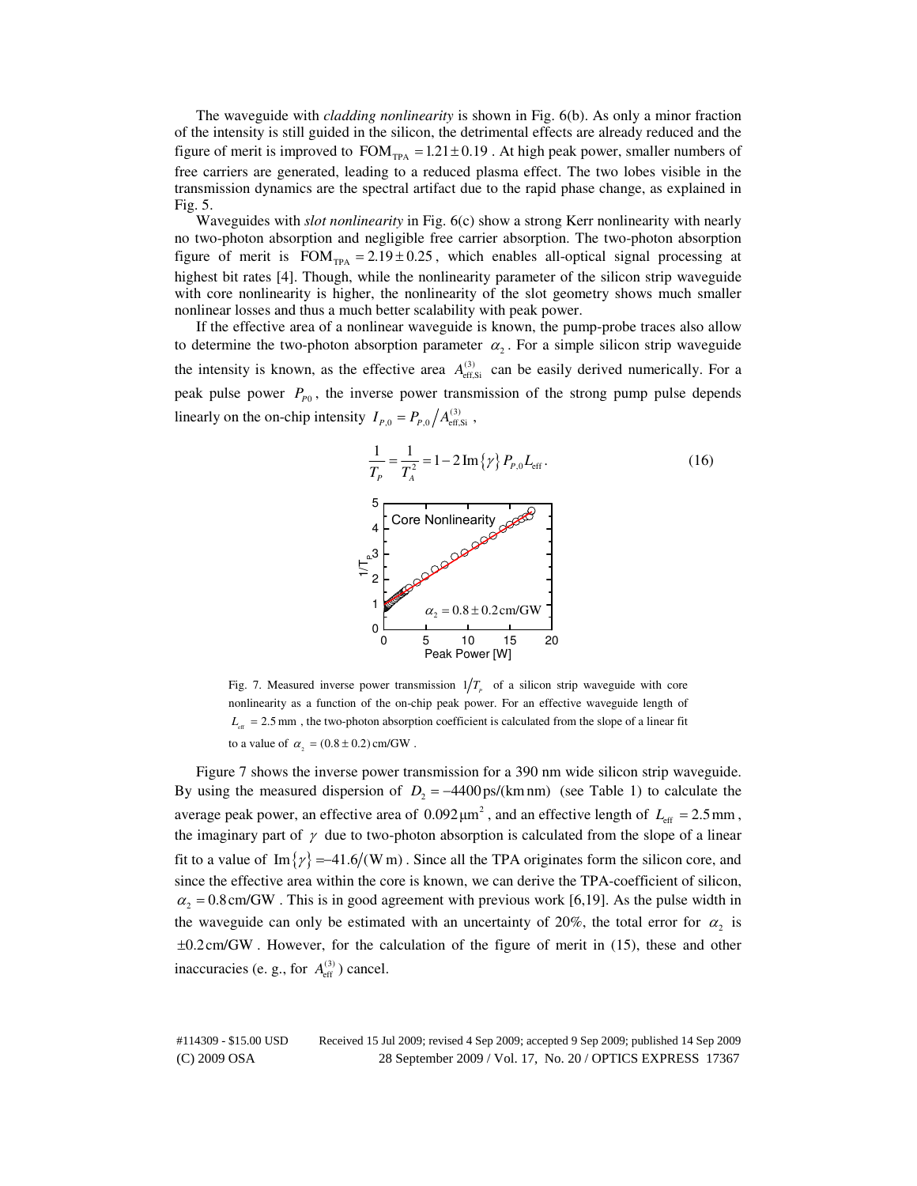The waveguide with *cladding nonlinearity* is shown in Fig. 6(b). As only a minor fraction of the intensity is still guided in the silicon, the detrimental effects are already reduced and the figure of merit is improved to $\mathrm{FOM}_{\mathrm{TPA}} = 1.21 \pm 0.19$. At high peak power, smaller numbers of free carriers are generated, leading to a reduced plasma effect. The two lobes visible in the transmission dynamics are the spectral artifact due to the rapid phase change, as explained in Fig. 5.

Waveguides with *slot nonlinearity* in Fig. 6(c) show a strong Kerr nonlinearity with nearly no two-photon absorption and negligible free carrier absorption. The two-photon absorption figure of merit is $\mathrm{FOM}_{\mathrm{TPA}} = 2.19 \pm 0.25$, which enables all-optical signal processing at highest bit rates [4]. Though, while the nonlinearity parameter of the silicon strip waveguide with core nonlinearity is higher, the nonlinearity of the slot geometry shows much smaller nonlinear losses and thus a much better scalability with peak power.

If the effective area of a nonlinear waveguide is known, the pump-probe traces also allow to determine the two-photon absorption parameter $\alpha_2$. For a simple silicon strip waveguide the intensity is known, as the effective area $A^{(3)}_{\mathrm{eff,Si}}$ can be easily derived numerically. For a peak pulse power $P_{P0}$, the inverse power transmission of the strong pump pulse depends linearly on the on-chip intensity $I_{P,0} = P_{P,0} / A^{(3)}_{\mathrm{eff,Si}}$,

$$\frac{1}{T_P} = \frac{1}{T_A^2} = 1 - 2\,\mathrm{Im}\{\gamma\} P_{P,0} L_{\mathrm{eff}}. \tag{16}$$

Fig. 7. Measured inverse power transmission $1/T_P$ of a silicon strip waveguide with core nonlinearity as a function of the on-chip peak power. For an effective waveguide length of $L_{\mathrm{eff}} = 2.5\,\mathrm{mm}$, the two-photon absorption coefficient is calculated from the slope of a linear fit to a value of $\alpha_2 = (0.8 \pm 0.2)\,\mathrm{cm/GW}$.

Figure 7 shows the inverse power transmission for a 390 nm wide silicon strip waveguide. By using the measured dispersion of $D_2 = -4400\,\mathrm{ps/(km\,nm)}$ (see Table 1) to calculate the average peak power, an effective area of $0.092\,\mu\mathrm{m}^2$, and an effective length of $L_{\mathrm{eff}} = 2.5\,\mathrm{mm}$, the imaginary part of $\gamma$ due to two-photon absorption is calculated from the slope of a linear fit to a value of $\mathrm{Im}\{\gamma\} = -41.6/(\mathrm{W\,m})$. Since all the TPA originates form the silicon core, and since the effective area within the core is known, we can derive the TPA-coefficient of silicon, $\alpha_2 = 0.8\,\mathrm{cm/GW}$. This is in good agreement with previous work [6,19]. As the pulse width in the waveguide can only be estimated with an uncertainty of 20%, the total error for $\alpha_2$ is $\pm 0.2\,\mathrm{cm/GW}$. However, for the calculation of the figure of merit in (15), these and other inaccuracies (e. g., for $A^{(3)}_{\mathrm{eff}}$) cancel.

#114309 - $15.00 USD Received 15 Jul 2009; revised 4 Sep 2009; accepted 9 Sep 2009; published 14 Sep 2009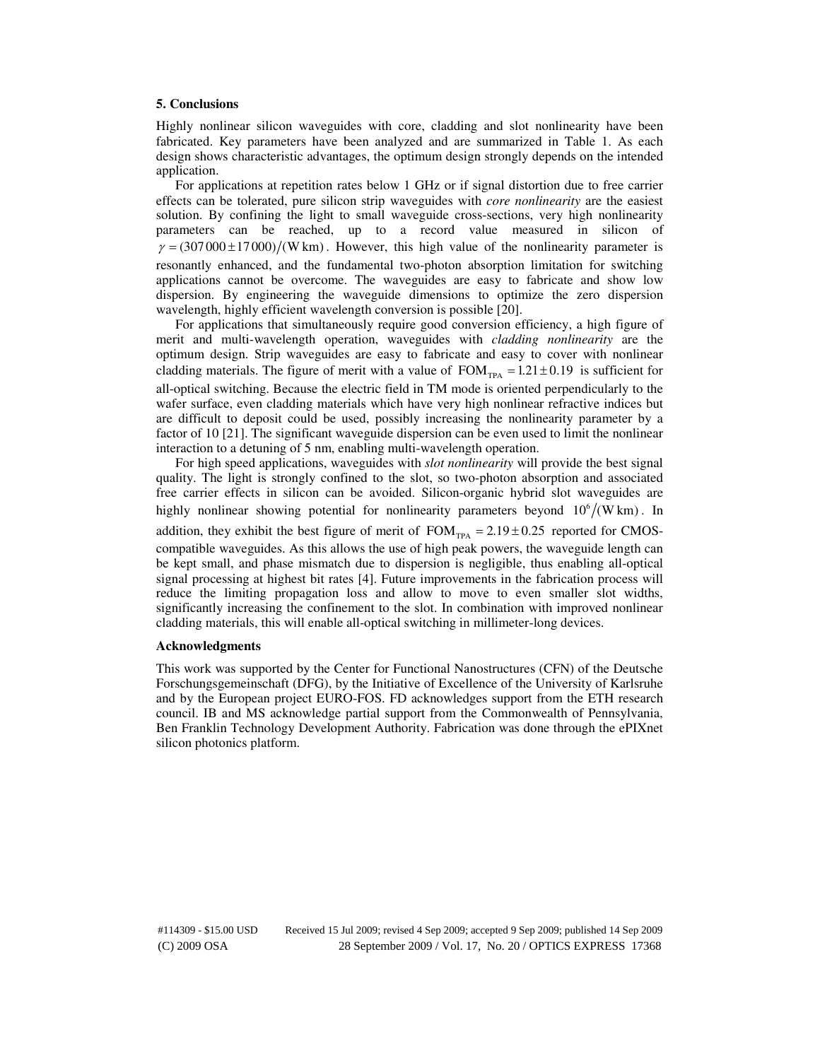## 5. Conclusions

Highly nonlinear silicon waveguides with core, cladding and slot nonlinearity have been fabricated. Key parameters have been analyzed and are summarized in Table 1. As each design shows characteristic advantages, the optimum design strongly depends on the intended application.

For applications at repetition rates below 1 GHz or if signal distortion due to free carrier effects can be tolerated, pure silicon strip waveguides with *core nonlinearity* are the easiest solution. By confining the light to small waveguide cross-sections, very high nonlinearity parameters can be reached, up to a record value measured in silicon of $\gamma = (307\,000 \pm 17\,000)/(\text{W km})$. However, this high value of the nonlinearity parameter is resonantly enhanced, and the fundamental two-photon absorption limitation for switching applications cannot be overcome. The waveguides are easy to fabricate and show low dispersion. By engineering the waveguide dimensions to optimize the zero dispersion wavelength, highly efficient wavelength conversion is possible [20].

For applications that simultaneously require good conversion efficiency, a high figure of merit and multi-wavelength operation, waveguides with *cladding nonlinearity* are the optimum design. Strip waveguides are easy to fabricate and easy to cover with nonlinear cladding materials. The figure of merit with a value of $\text{FOM}_{\text{TPA}} = 1.21 \pm 0.19$ is sufficient for all-optical switching. Because the electric field in TM mode is oriented perpendicularly to the wafer surface, even cladding materials which have very high nonlinear refractive indices but are difficult to deposit could be used, possibly increasing the nonlinearity parameter by a factor of 10 [21]. The significant waveguide dispersion can be even used to limit the nonlinear interaction to a detuning of 5 nm, enabling multi-wavelength operation.

For high speed applications, waveguides with *slot nonlinearity* will provide the best signal quality. The light is strongly confined to the slot, so two-photon absorption and associated free carrier effects in silicon can be avoided. Silicon-organic hybrid slot waveguides are highly nonlinear showing potential for nonlinearity parameters beyond $10^6/(\text{W km})$. In addition, they exhibit the best figure of merit of $\text{FOM}_{\text{TPA}} = 2.19 \pm 0.25$ reported for CMOS-compatible waveguides. As this allows the use of high peak powers, the waveguide length can be kept small, and phase mismatch due to dispersion is negligible, thus enabling all-optical signal processing at highest bit rates [4]. Future improvements in the fabrication process will reduce the limiting propagation loss and allow to move to even smaller slot widths, significantly increasing the confinement to the slot. In combination with improved nonlinear cladding materials, this will enable all-optical switching in millimeter-long devices.

### Acknowledgments

This work was supported by the Center for Functional Nanostructures (CFN) of the Deutsche Forschungsgemeinschaft (DFG), by the Initiative of Excellence of the University of Karlsruhe and by the European project EURO-FOS. FD acknowledges support from the ETH research council. IB and MS acknowledge partial support from the Commonwealth of Pennsylvania, Ben Franklin Technology Development Authority. Fabrication was done through the ePIXnet silicon photonics platform.